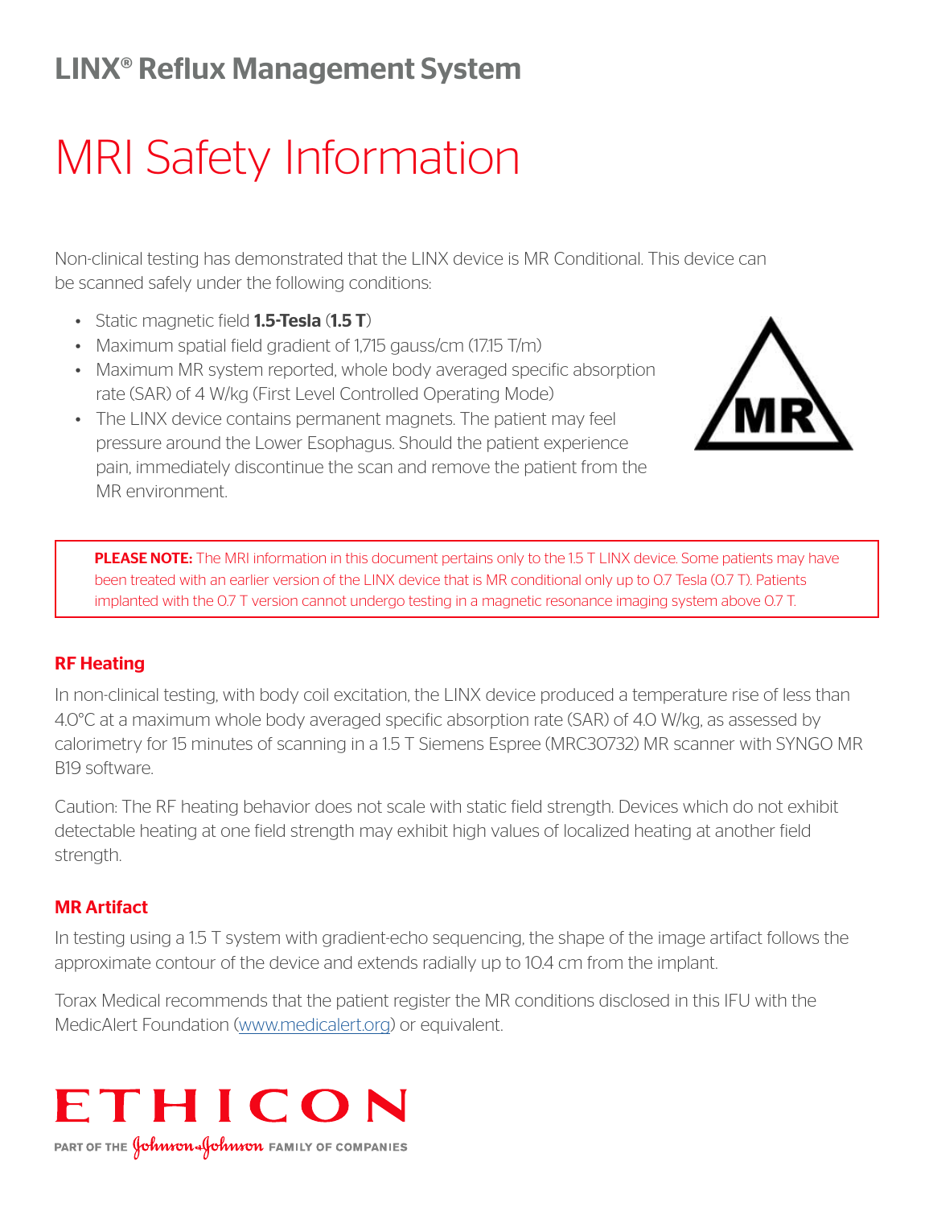## LINX® Reflux Management System

# MRI Safety Information

Non-clinical testing has demonstrated that the LINX device is MR Conditional. This device can be scanned safely under the following conditions:

- Static magnetic field **1.5-Tesla** (**1.5 T**)
- Maximum spatial field gradient of 1,715 gauss/cm (17.15 T/m)
- Maximum MR system reported, whole body averaged specific absorption rate (SAR) of 4 W/kg (First Level Controlled Operating Mode)
- The LINX device contains permanent magnets. The patient may feel pressure around the Lower Esophagus. Should the patient experience pain, immediately discontinue the scan and remove the patient from the MR environment.

**PLEASE NOTE:** The MRI information in this document pertains only to the 1.5 T LINX device. Some patients may have been treated with an earlier version of the LINX device that is MR conditional only up to 0.7 Tesla (0.7 T). Patients implanted with the 0.7 T version cannot undergo testing in a magnetic resonance imaging system above 0.7 T.

### RF Heating

In non-clinical testing, with body coil excitation, the LINX device produced a temperature rise of less than 4.0°C at a maximum whole body averaged specific absorption rate (SAR) of 4.0 W/kg, as assessed by calorimetry for 15 minutes of scanning in a 1.5 T Siemens Espree (MRC30732) MR scanner with SYNGO MR B19 software.

Caution: The RF heating behavior does not scale with static field strength. Devices which do not exhibit detectable heating at one field strength may exhibit high values of localized heating at another field strength.

### MR Artifact

In testing using a 1.5 T system with gradient-echo sequencing, the shape of the image artifact follows the approximate contour of the device and extends radially up to 10.4 cm from the implant.

Torax Medical recommends that the patient register the MR conditions disclosed in this IFU with the MedicAlert Foundation (www.medicalert.org) or equivalent.

ETHICON

PART OF THE Johnson & Johnson FAMILY OF COMPANIES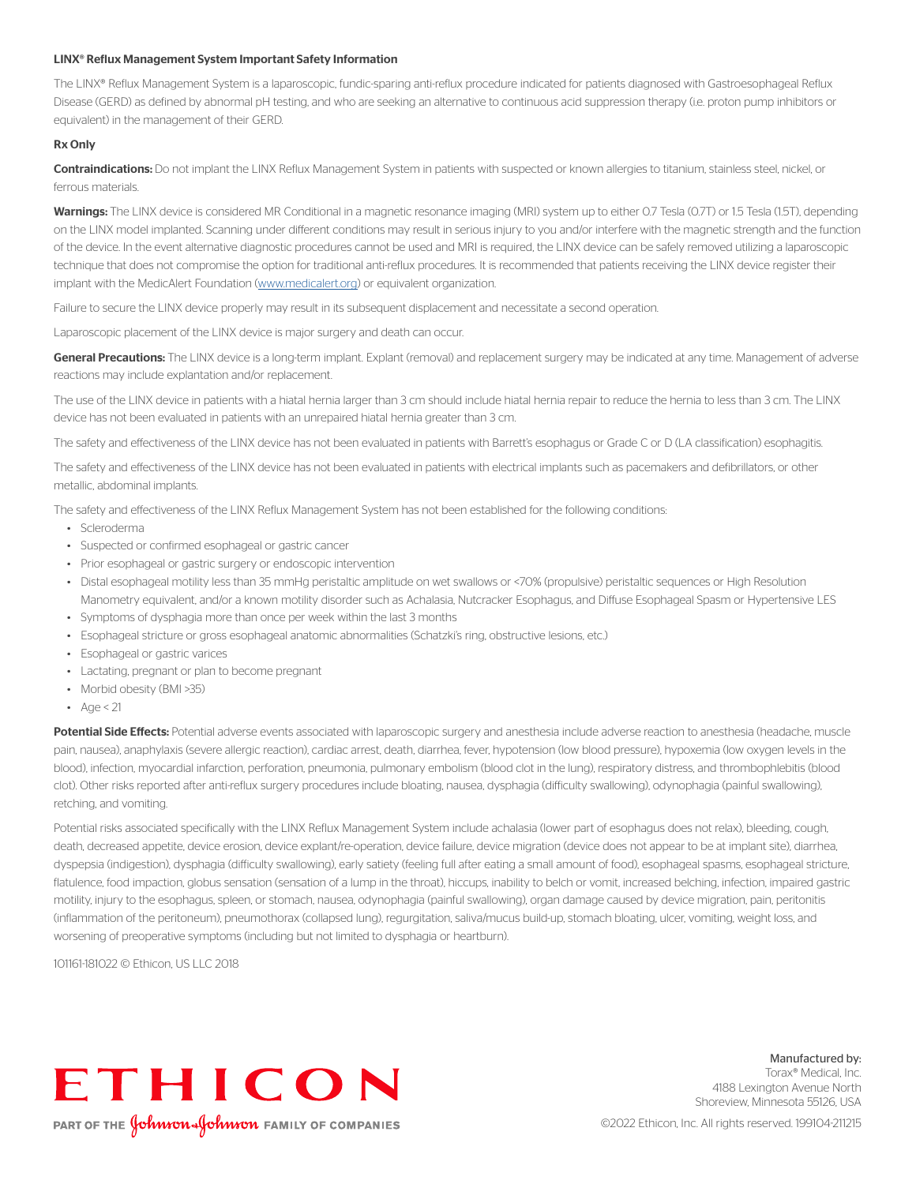**LINX® Reflux Management System Important Safety Information**

The LINX® Reflux Management System is a laparoscopic, fundic-sparing anti-reflux procedure indicated for patients diagnosed with Gastroesophageal Reflux Disease (GERD) as defined by abnormal pH testing, and who are seeking an alternative to continuous acid suppression therapy (i.e. proton pump inhibitors or equivalent) in the management of their GERD.

**Rx Only**

**Contraindications:** Do not implant the LINX Reflux Management System in patients with suspected or known allergies to titanium, stainless steel, nickel, or ferrous materials.

**Warnings:** The LINX device is considered MR Conditional in a magnetic resonance imaging (MRI) system up to either 0.7 Tesla (0.7T) or 1.5 Tesla (1.5T), depending on the LINX model implanted. Scanning under different conditions may result in serious injury to you and/or interfere with the magnetic strength and the function of the device. In the event alternative diagnostic procedures cannot be used and MRI is required, the LINX device can be safely removed utilizing a laparoscopic technique that does not compromise the option for traditional anti-reflux procedures. It is recommended that patients receiving the LINX device register their implant with the MedicAlert Foundation (www.medicalert.org) or equivalent organization.

Failure to secure the LINX device properly may result in its subsequent displacement and necessitate a second operation.

Laparoscopic placement of the LINX device is major surgery and death can occur.

**General Precautions:** The LINX device is a long-term implant. Explant (removal) and replacement surgery may be indicated at any time. Management of adverse reactions may include explantation and/or replacement.

The use of the LINX device in patients with a hiatal hernia larger than 3 cm should include hiatal hernia repair to reduce the hernia to less than 3 cm. The LINX device has not been evaluated in patients with an unrepaired hiatal hernia greater than 3 cm.

The safety and effectiveness of the LINX device has not been evaluated in patients with Barrett's esophagus or Grade C or D (LA classification) esophagitis.

The safety and effectiveness of the LINX device has not been evaluated in patients with electrical implants such as pacemakers and defibrillators, or other metallic, abdominal implants.

The safety and effectiveness of the LINX Reflux Management System has not been established for the following conditions:

- Scleroderma
- Suspected or confirmed esophageal or gastric cancer
- Prior esophageal or gastric surgery or endoscopic intervention
- Distal esophageal motility less than 35 mmHg peristaltic amplitude on wet swallows or <70% (propulsive) peristaltic sequences or High Resolution Manometry equivalent, and/or a known motility disorder such as Achalasia, Nutcracker Esophagus, and Diffuse Esophageal Spasm or Hypertensive LES
- Symptoms of dysphagia more than once per week within the last 3 months
- Esophageal stricture or gross esophageal anatomic abnormalities (Schatzki's ring, obstructive lesions, etc.)
- Esophageal or gastric varices
- Lactating, pregnant or plan to become pregnant
- Morbid obesity (BMI >35)
- Age < 21

**Potential Side Effects:** Potential adverse events associated with laparoscopic surgery and anesthesia include adverse reaction to anesthesia (headache, muscle pain, nausea), anaphylaxis (severe allergic reaction), cardiac arrest, death, diarrhea, fever, hypotension (low blood pressure), hypoxemia (low oxygen levels in the blood), infection, myocardial infarction, perforation, pneumonia, pulmonary embolism (blood clot in the lung), respiratory distress, and thrombophlebitis (blood clot). Other risks reported after anti-reflux surgery procedures include bloating, nausea, dysphagia (difficulty swallowing), odynophagia (painful swallowing), retching, and vomiting.

Potential risks associated specifically with the LINX Reflux Management System include achalasia (lower part of esophagus does not relax), bleeding, cough, death, decreased appetite, device erosion, device explant/re-operation, device failure, device migration (device does not appear to be at implant site), diarrhea, dyspepsia (indigestion), dysphagia (difficulty swallowing), early satiety (feeling full after eating a small amount of food), esophageal spasms, esophageal stricture, flatulence, food impaction, globus sensation (sensation of a lump in the throat), hiccups, inability to belch or vomit, increased belching, infection, impaired gastric motility, injury to the esophagus, spleen, or stomach, nausea, odynophagia (painful swallowing), organ damage caused by device migration, pain, peritonitis (inflammation of the peritoneum), pneumothorax (collapsed lung), regurgitation, saliva/mucus build-up, stomach bloating, ulcer, vomiting, weight loss, and worsening of preoperative symptoms (including but not limited to dysphagia or heartburn).

101161-181022 © Ethicon, US LLC 2018

ETHICON

PART OF THE Johnson & Johnson FAMILY OF COMPANIES

Manufactured by:
Torax® Medical, Inc.
4188 Lexington Avenue North
Shoreview, Minnesota 55126, USA

©2022 Ethicon, Inc. All rights reserved. 199104-211215